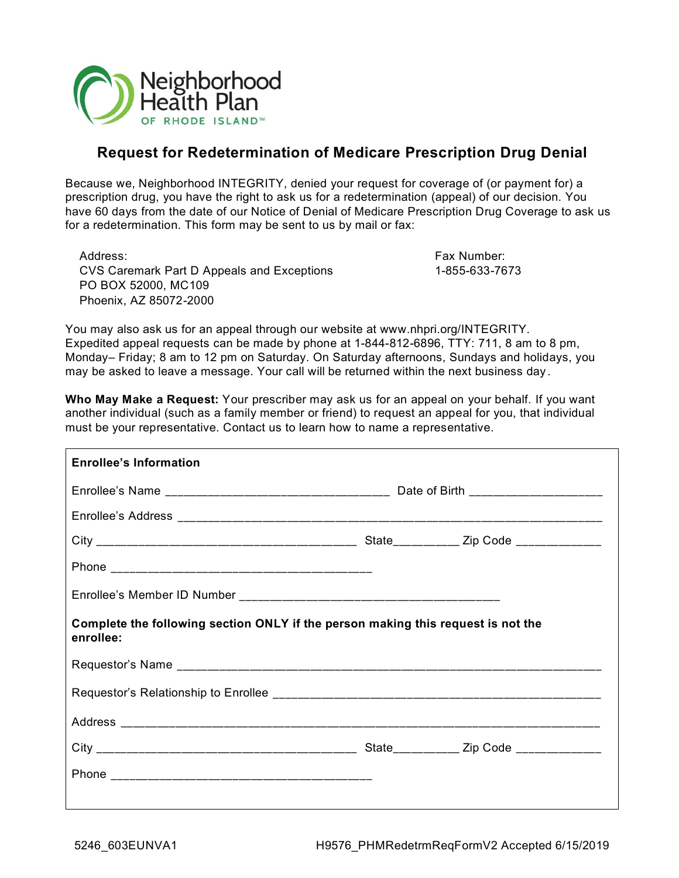Neighborhood Health Plan OF RHODE ISLAND™

# Request for Redetermination of Medicare Prescription Drug Denial

Because we, Neighborhood INTEGRITY, denied your request for coverage of (or payment for) a prescription drug, you have the right to ask us for a redetermination (appeal) of our decision. You have 60 days from the date of our Notice of Denial of Medicare Prescription Drug Coverage to ask us for a redetermination. This form may be sent to us by mail or fax:

Address:
CVS Caremark Part D Appeals and Exceptions
PO BOX 52000, MC109
Phoenix, AZ 85072-2000

Fax Number:
1-855-633-7673

You may also ask us for an appeal through our website at www.nhpri.org/INTEGRITY. Expedited appeal requests can be made by phone at 1-844-812-6896, TTY: 711, 8 am to 8 pm, Monday– Friday; 8 am to 12 pm on Saturday. On Saturday afternoons, Sundays and holidays, you may be asked to leave a message. Your call will be returned within the next business day.

**Who May Make a Request:** Your prescriber may ask us for an appeal on your behalf. If you want another individual (such as a family member or friend) to request an appeal for you, that individual must be your representative. Contact us to learn how to name a representative.

**Enrollee's Information**

Enrollee's Name ________________________________ Date of Birth ___________________

Enrollee's Address ____________________________________________________________

City ______________________________________ State_________ Zip Code ____________

Phone ______________________________________

Enrollee's Member ID Number ____________________________________

**Complete the following section ONLY if the person making this request is not the enrollee:**

Requestor's Name ____________________________________________________________

Requestor's Relationship to Enrollee _____________________________________________

Address ____________________________________________________________________

City ______________________________________ State_________ Zip Code ____________

Phone ______________________________________

5246_603EUNVA1 H9576_PHMRedetrmReqFormV2 Accepted 6/15/2019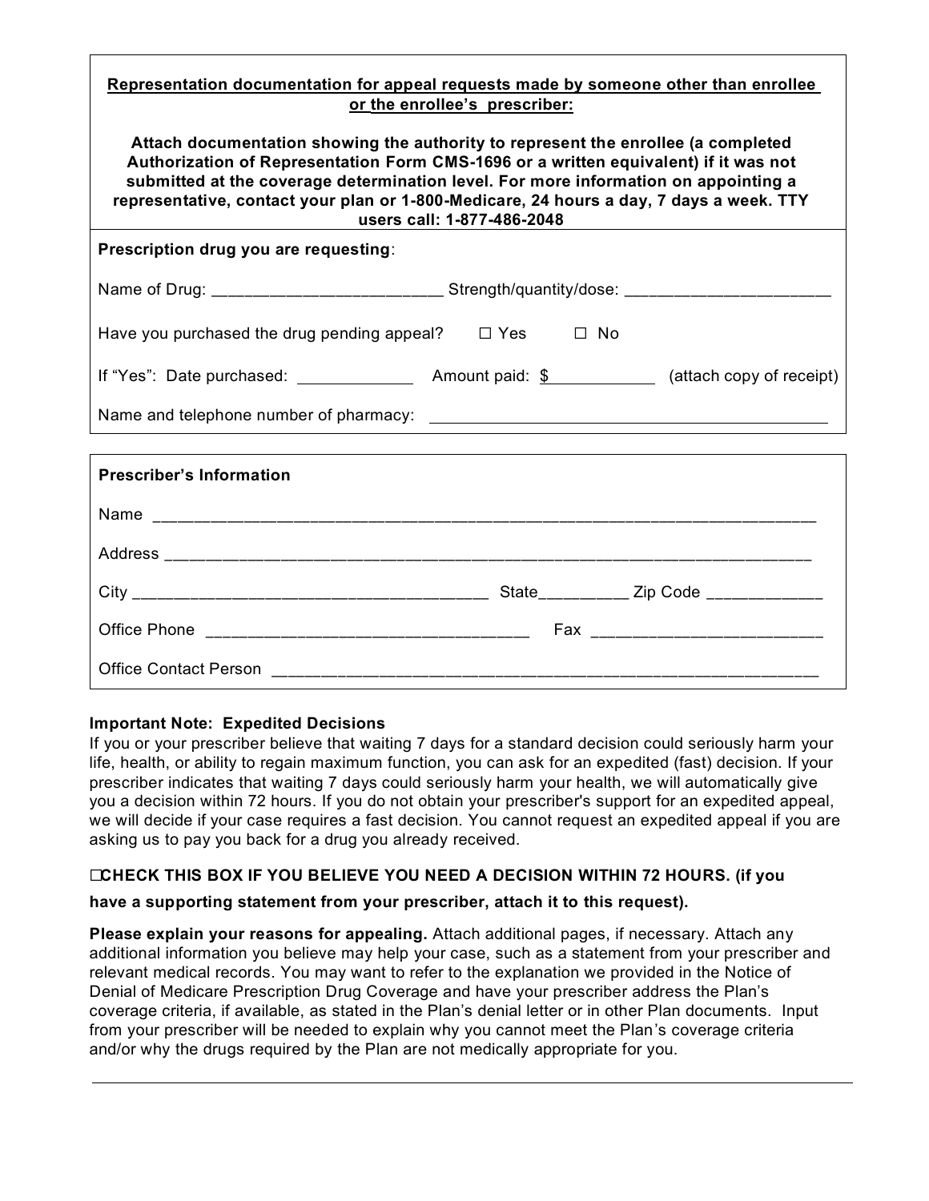**Representation documentation for appeal requests made by someone other than enrollee or the enrollee's prescriber:**

**Attach documentation showing the authority to represent the enrollee (a completed Authorization of Representation Form CMS-1696 or a written equivalent) if it was not submitted at the coverage determination level. For more information on appointing a representative, contact your plan or 1-800-Medicare, 24 hours a day, 7 days a week. TTY users call: 1-877-486-2048**

**Prescription drug you are requesting**:

Name of Drug: ________________________ Strength/quantity/dose: ______________________

Have you purchased the drug pending appeal? ☐ Yes ☐ No

If "Yes": Date purchased: _____________ Amount paid: $___________ (attach copy of receipt)

Name and telephone number of pharmacy: ___________________________________________

**Prescriber's Information**

Name ________________________________________________________________________

Address ______________________________________________________________________

City _____________________________________ State_________ Zip Code ____________

Office Phone _________________________________ Fax ________________________

Office Contact Person ___________________________________________________________

**Important Note: Expedited Decisions**

If you or your prescriber believe that waiting 7 days for a standard decision could seriously harm your life, health, or ability to regain maximum function, you can ask for an expedited (fast) decision. If your prescriber indicates that waiting 7 days could seriously harm your health, we will automatically give you a decision within 72 hours. If you do not obtain your prescriber's support for an expedited appeal, we will decide if your case requires a fast decision. You cannot request an expedited appeal if you are asking us to pay you back for a drug you already received.

☐**CHECK THIS BOX IF YOU BELIEVE YOU NEED A DECISION WITHIN 72 HOURS. (if you have a supporting statement from your prescriber, attach it to this request).**

**Please explain your reasons for appealing.** Attach additional pages, if necessary. Attach any additional information you believe may help your case, such as a statement from your prescriber and relevant medical records. You may want to refer to the explanation we provided in the Notice of Denial of Medicare Prescription Drug Coverage and have your prescriber address the Plan's coverage criteria, if available, as stated in the Plan's denial letter or in other Plan documents. Input from your prescriber will be needed to explain why you cannot meet the Plan's coverage criteria and/or why the drugs required by the Plan are not medically appropriate for you.

_______________________________________________________________________________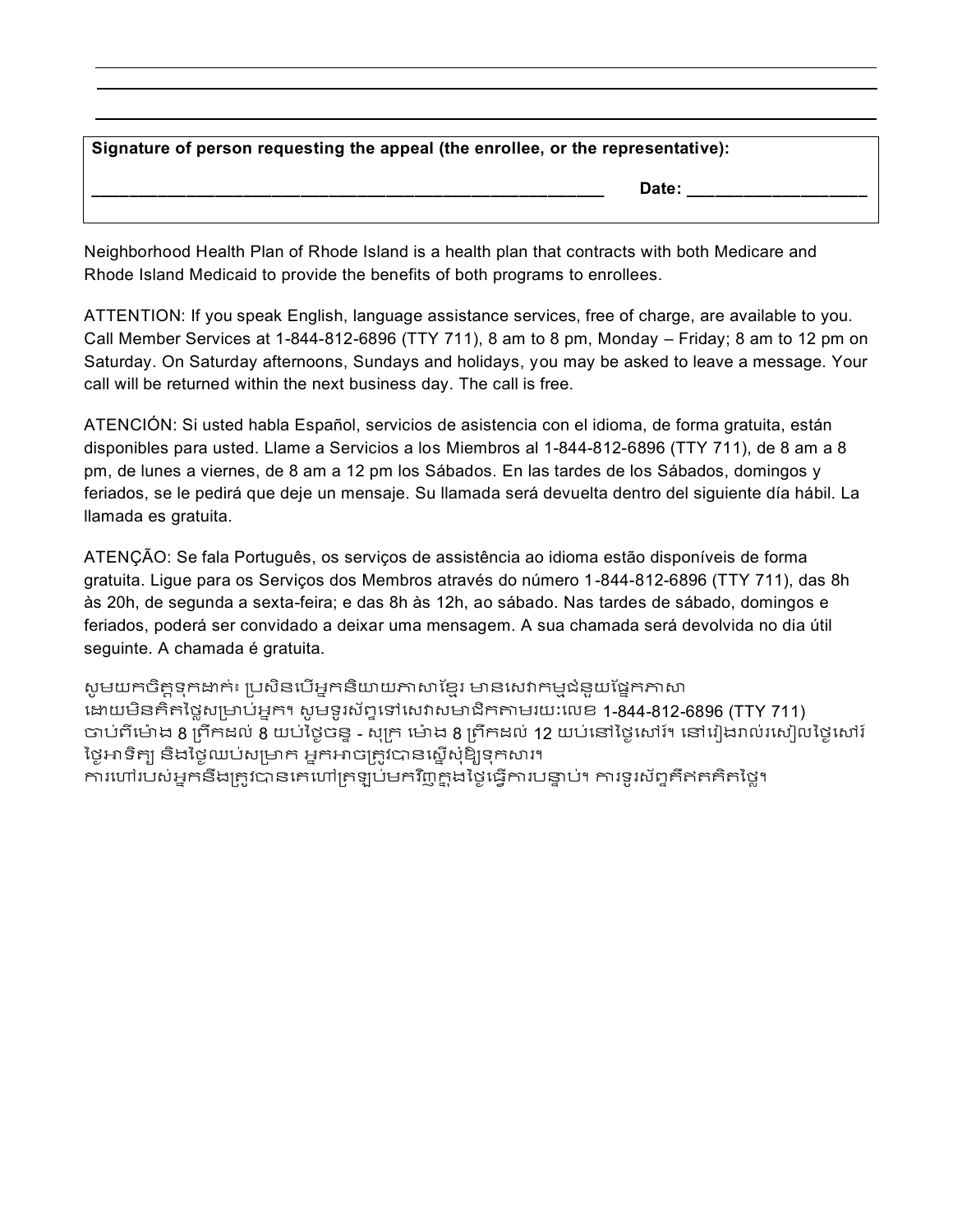Signature of person requesting the appeal (the enrollee, or the representative):

**_______________________________________________________ Date: __________________**

Neighborhood Health Plan of Rhode Island is a health plan that contracts with both Medicare and Rhode Island Medicaid to provide the benefits of both programs to enrollees.

ATTENTION: If you speak English, language assistance services, free of charge, are available to you. Call Member Services at 1-844-812-6896 (TTY 711), 8 am to 8 pm, Monday – Friday; 8 am to 12 pm on Saturday. On Saturday afternoons, Sundays and holidays, you may be asked to leave a message. Your call will be returned within the next business day. The call is free.

ATENCIÓN: Si usted habla Español, servicios de asistencia con el idioma, de forma gratuita, están disponibles para usted. Llame a Servicios a los Miembros al 1-844-812-6896 (TTY 711), de 8 am a 8 pm, de lunes a viernes, de 8 am a 12 pm los Sábados. En las tardes de los Sábados, domingos y feriados, se le pedirá que deje un mensaje. Su llamada será devuelta dentro del siguiente día hábil. La llamada es gratuita.

ATENÇÃO: Se fala Português, os serviços de assistência ao idioma estão disponíveis de forma gratuita. Ligue para os Serviços dos Membros através do número 1-844-812-6896 (TTY 711), das 8h às 20h, de segunda a sexta-feira; e das 8h às 12h, ao sábado. Nas tardes de sábado, domingos e feriados, poderá ser convidado a deixar uma mensagem. A sua chamada será devolvida no dia útil seguinte. A chamada é gratuita.

សូមយកចិត្តទុកដាក់៖ ប្រសិនបើអ្នកនិយាយភាសាខ្មែរ មានសេវាកម្មជំនួយផ្នែកភាសា ដោយមិនគិតថ្លៃសម្រាប់អ្នក។ សូមទូរស័ព្ទទៅសេវាសមាជិកតាមរយៈលេខ 1-844-812-6896 (TTY 711) ចាប់ពីម៉ោង 8 ព្រឹកដល់ 8 យប់ថ្ងៃចន្ទ - សុក្រ ម៉ោង 8 ព្រឹកដល់ 12 យប់នៅថ្ងៃសៅរ៍។ នៅរៀងរាល់រសៀលថ្ងៃសៅរ៍ ថ្ងៃអាទិត្យ និងថ្ងៃឈប់សម្រាក អ្នកអាចត្រូវបានស្នើសុំឱ្យទុកសារ។ ការហៅរបស់អ្នកនឹងត្រូវបានគេហៅត្រឡប់មកវិញក្នុងថ្ងៃធ្វើការបន្ទាប់។ ការទូរស័ព្ទគឺឥតគិតថ្លៃ។